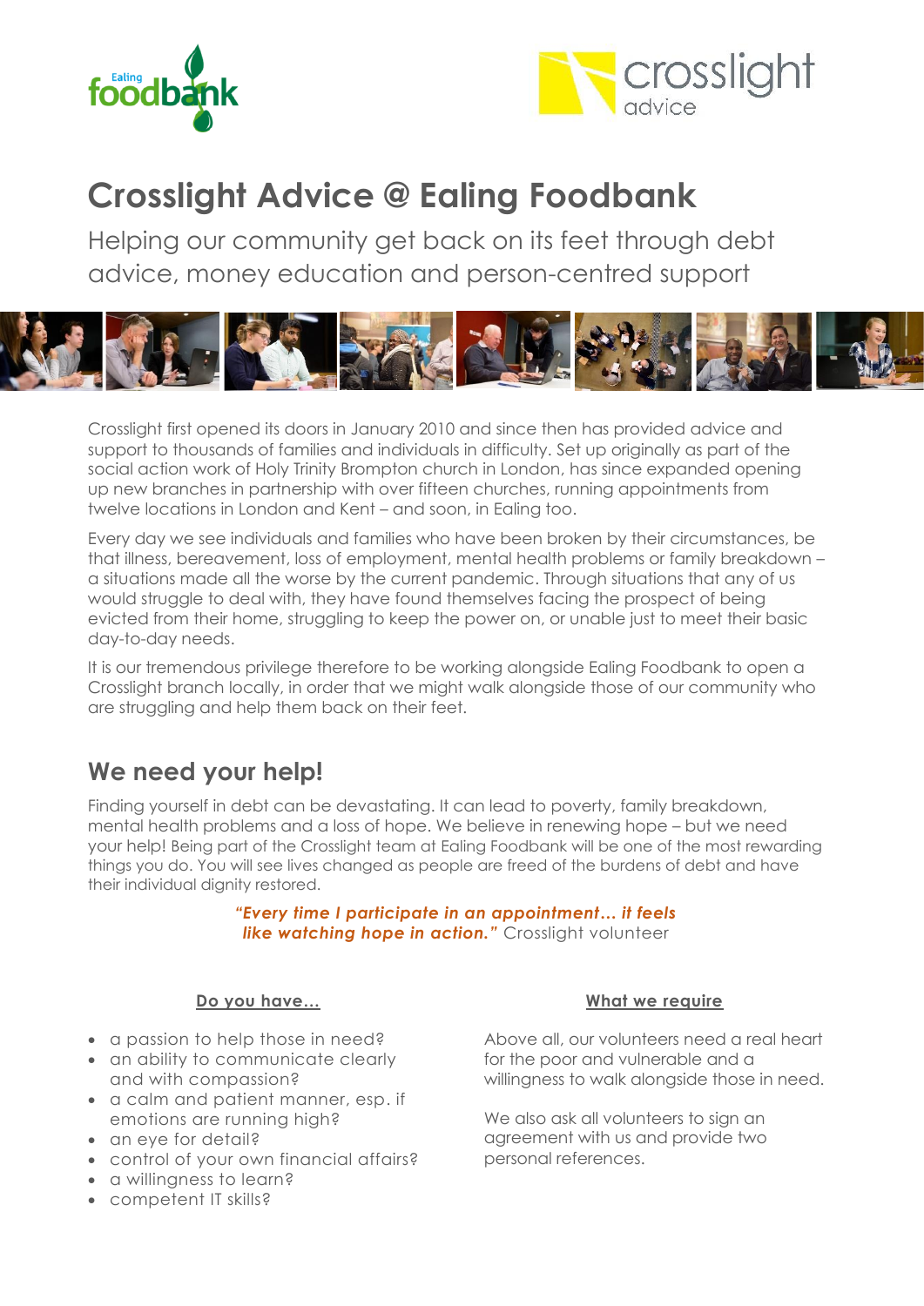# Crosslight Advice @ Ealing Foodbank

Helping our community get back on its feet through debt advice, money education and person-centred support

Crosslight first opened its doors in January 2010 and since then has provided advice and support to thousands of families and individuals in difficulty. Set up originally as part of the social action work of Holy Trinity Brompton church in London, has since expanded opening up new branches in partnership with over fifteen churches, running appointments from twelve locations in London and Kent – and soon, in Ealing too.

Every day we see individuals and families who have been broken by their circumstances, be that illness, bereavement, loss of employment, mental health problems or family breakdown – a situations made all the worse by the current pandemic. Through situations that any of us would struggle to deal with, they have found themselves facing the prospect of being evicted from their home, struggling to keep the power on, or unable just to meet their basic day-to-day needs.

It is our tremendous privilege therefore to be working alongside Ealing Foodbank to open a Crosslight branch locally, in order that we might walk alongside those of our community who are struggling and help them back on their feet.

## We need your help!

Finding yourself in debt can be devastating. It can lead to poverty, family breakdown, mental health problems and a loss of hope. We believe in renewing hope – but we need your help! Being part of the Crosslight team at Ealing Foodbank will be one of the most rewarding things you do. You will see lives changed as people are freed of the burdens of debt and have their individual dignity restored.

***"Every time I participate in an appointment… it feels like watching hope in action."*** Crosslight volunteer

**Do you have…**

- a passion to help those in need?
- an ability to communicate clearly and with compassion?
- a calm and patient manner, esp. if emotions are running high?
- an eye for detail?
- control of your own financial affairs?
- a willingness to learn?
- competent IT skills?

**What we require**

Above all, our volunteers need a real heart for the poor and vulnerable and a willingness to walk alongside those in need.

We also ask all volunteers to sign an agreement with us and provide two personal references.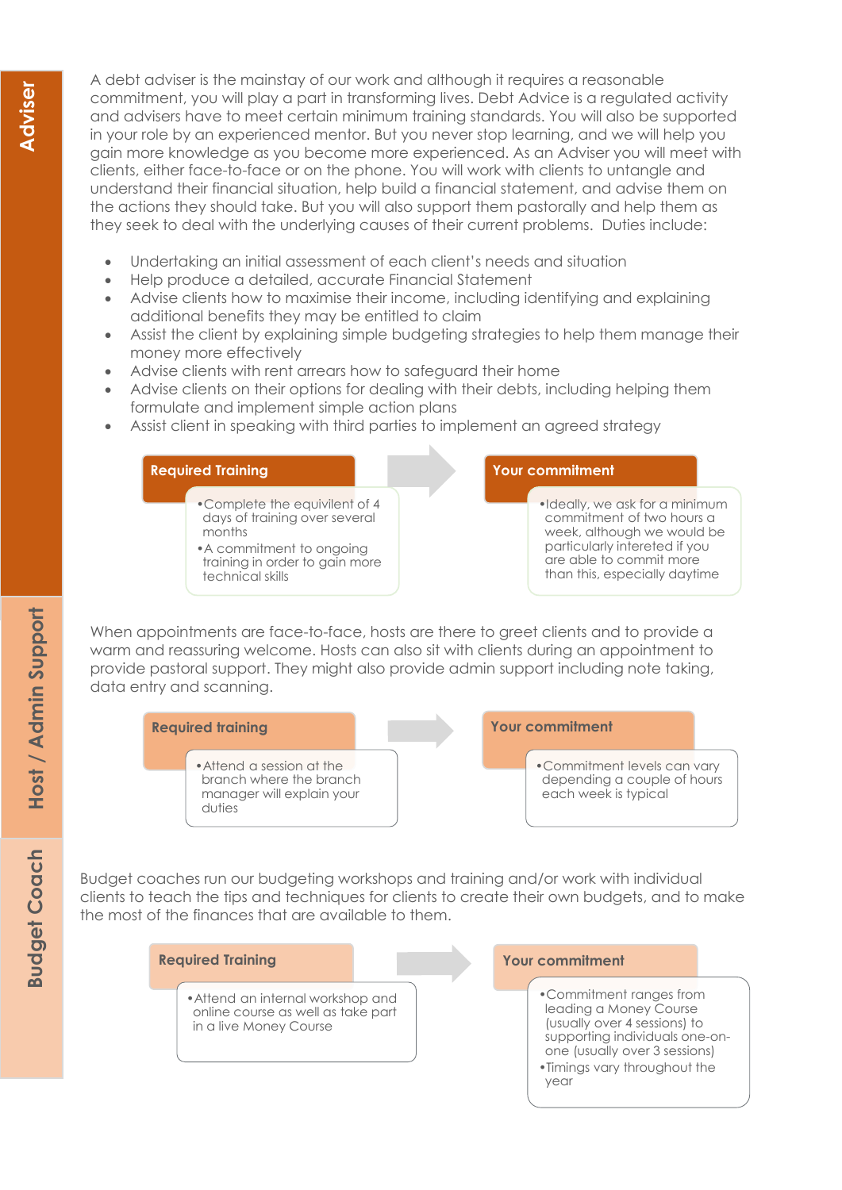## Adviser

A debt adviser is the mainstay of our work and although it requires a reasonable commitment, you will play a part in transforming lives. Debt Advice is a regulated activity and advisers have to meet certain minimum training standards. You will also be supported in your role by an experienced mentor. But you never stop learning, and we will help you gain more knowledge as you become more experienced. As an Adviser you will meet with clients, either face-to-face or on the phone. You will work with clients to untangle and understand their financial situation, help build a financial statement, and advise them on the actions they should take. But you will also support them pastorally and help them as they seek to deal with the underlying causes of their current problems. Duties include:

- Undertaking an initial assessment of each client's needs and situation
- Help produce a detailed, accurate Financial Statement
- Advise clients how to maximise their income, including identifying and explaining additional benefits they may be entitled to claim
- Assist the client by explaining simple budgeting strategies to help them manage their money more effectively
- Advise clients with rent arrears how to safeguard their home
- Advise clients on their options for dealing with their debts, including helping them formulate and implement simple action plans
- Assist client in speaking with third parties to implement an agreed strategy

**Required Training**

- Complete the equivilent of 4 days of training over several months
- A commitment to ongoing training in order to gain more technical skills

**Your commitment**

- Ideally, we ask for a minimum commitment of two hours a week, although we would be particularly intereted if you are able to commit more than this, especially daytime

## Host / Admin Support

When appointments are face-to-face, hosts are there to greet clients and to provide a warm and reassuring welcome. Hosts can also sit with clients during an appointment to provide pastoral support. They might also provide admin support including note taking, data entry and scanning.

**Required training**

- Attend a session at the branch where the branch manager will explain your duties

**Your commitment**

- Commitment levels can vary depending a couple of hours each week is typical

## Budget Coach

Budget coaches run our budgeting workshops and training and/or work with individual clients to teach the tips and techniques for clients to create their own budgets, and to make the most of the finances that are available to them.

**Required Training**

- Attend an internal workshop and online course as well as take part in a live Money Course

**Your commitment**

- Commitment ranges from leading a Money Course (usually over 4 sessions) to supporting individuals one-on-one (usually over 3 sessions)
- Timings vary throughout the year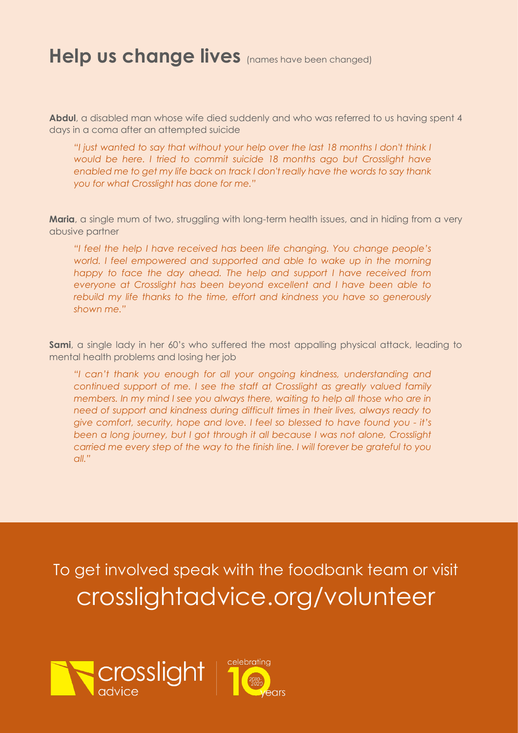## Help us change lives (names have been changed)

**Abdul**, a disabled man whose wife died suddenly and who was referred to us having spent 4 days in a coma after an attempted suicide

> *"I just wanted to say that without your help over the last 18 months I don't think I would be here. I tried to commit suicide 18 months ago but Crosslight have enabled me to get my life back on track I don't really have the words to say thank you for what Crosslight has done for me."*

**Maria**, a single mum of two, struggling with long-term health issues, and in hiding from a very abusive partner

> *"I feel the help I have received has been life changing. You change people's world. I feel empowered and supported and able to wake up in the morning happy to face the day ahead. The help and support I have received from everyone at Crosslight has been beyond excellent and I have been able to rebuild my life thanks to the time, effort and kindness you have so generously shown me."*

**Sami**, a single lady in her 60's who suffered the most appalling physical attack, leading to mental health problems and losing her job

> *"I can't thank you enough for all your ongoing kindness, understanding and continued support of me. I see the staff at Crosslight as greatly valued family members. In my mind I see you always there, waiting to help all those who are in need of support and kindness during difficult times in their lives, always ready to give comfort, security, hope and love. I feel so blessed to have found you - it's been a long journey, but I got through it all because I was not alone, Crosslight carried me every step of the way to the finish line. I will forever be grateful to you all."*

To get involved speak with the foodbank team or visit
crosslightadvice.org/volunteer

crosslight advice

celebrating 10 years 2010-2020